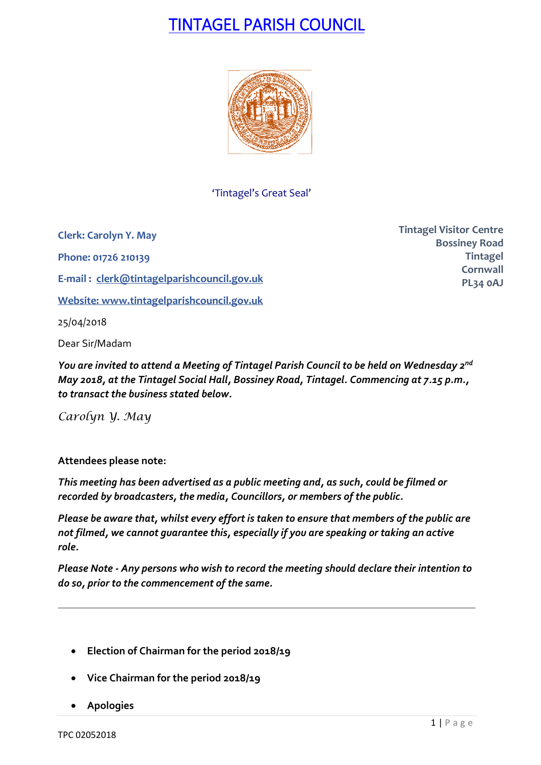// TINTAGEL PARISH COUNCIL

'Tintagel's Great Seal'

**Clerk: Carolyn Y. May**

**Phone: 01726 210139**

**E-mail : clerk@tintagelparishcouncil.gov.uk**

**Website: www.tintagelparishcouncil.gov.uk**

**Tintagel Visitor Centre**
**Bossiney Road**
**Tintagel**
**Cornwall**
**PL34 0AJ**

25/04/2018

Dear Sir/Madam

***You are invited to attend a Meeting of Tintagel Parish Council to be held on Wednesday 2nd May 2018, at the Tintagel Social Hall, Bossiney Road, Tintagel. Commencing at 7.15 p.m., to transact the business stated below.***

*Carolyn Y. May*

**Attendees please note:**

***This meeting has been advertised as a public meeting and, as such, could be filmed or recorded by broadcasters, the media, Councillors, or members of the public.***

***Please be aware that, whilst every effort is taken to ensure that members of the public are not filmed, we cannot guarantee this, especially if you are speaking or taking an active role.***

***Please Note - Any persons who wish to record the meeting should declare their intention to do so, prior to the commencement of the same.***

---

- **Election of Chairman for the period 2018/19**
- **Vice Chairman for the period 2018/19**
- **Apologies**

TPC 02052018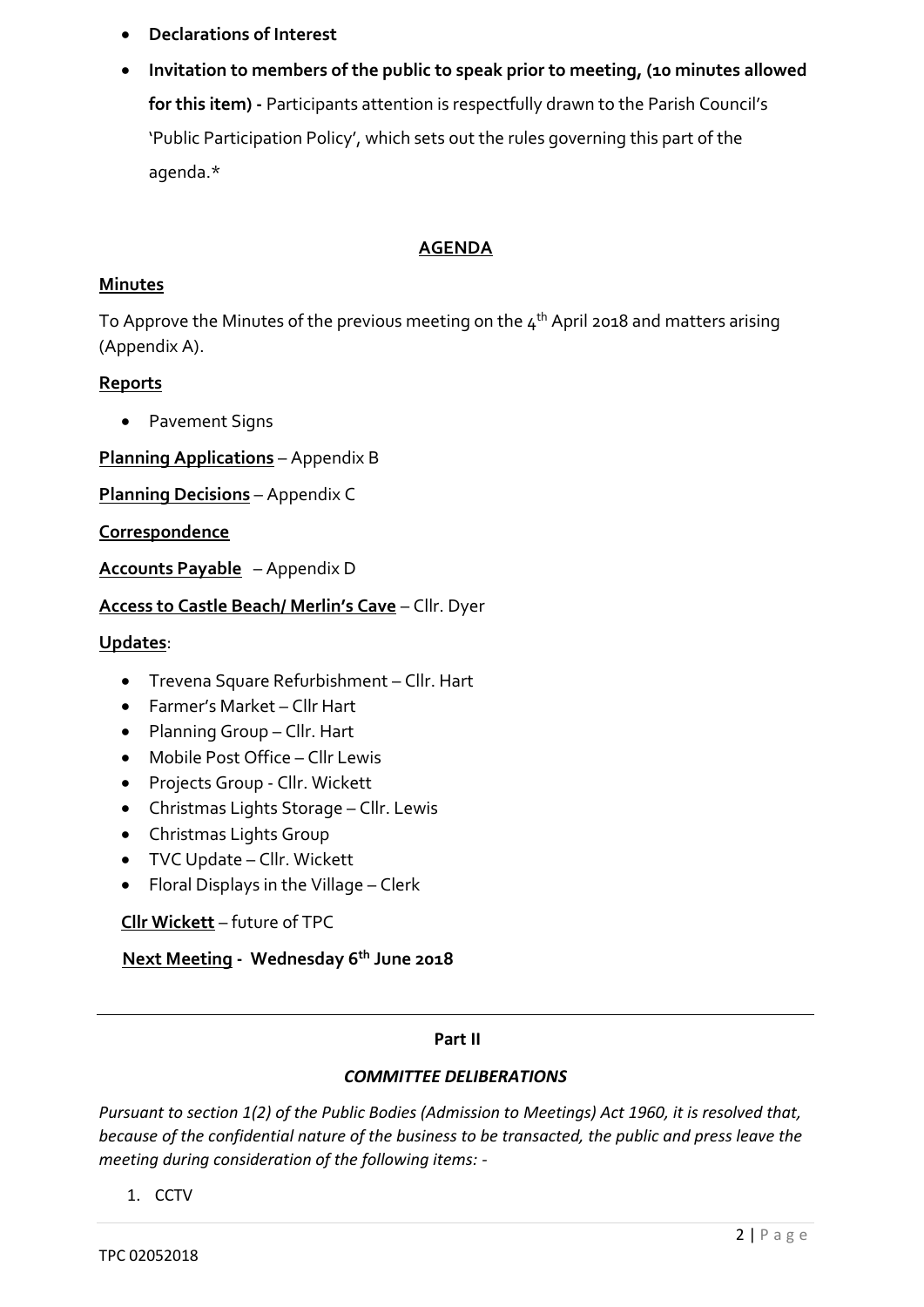- **Declarations of Interest**
- **Invitation to members of the public to speak prior to meeting, (10 minutes allowed for this item) -** Participants attention is respectfully drawn to the Parish Council's 'Public Participation Policy', which sets out the rules governing this part of the agenda.*

## AGENDA

**Minutes**

To Approve the Minutes of the previous meeting on the 4th April 2018 and matters arising (Appendix A).

**Reports**

- Pavement Signs

**Planning Applications** – Appendix B

**Planning Decisions** – Appendix C

**Correspondence**

**Accounts Payable** – Appendix D

**Access to Castle Beach/ Merlin's Cave** – Cllr. Dyer

**Updates**:

- Trevena Square Refurbishment – Cllr. Hart
- Farmer's Market – Cllr Hart
- Planning Group – Cllr. Hart
- Mobile Post Office – Cllr Lewis
- Projects Group - Cllr. Wickett
- Christmas Lights Storage – Cllr. Lewis
- Christmas Lights Group
- TVC Update – Cllr. Wickett
- Floral Displays in the Village – Clerk

**Cllr Wickett** – future of TPC

**Next Meeting - Wednesday 6th June 2018**

---

**Part II**

***COMMITTEE DELIBERATIONS***

*Pursuant to section 1(2) of the Public Bodies (Admission to Meetings) Act 1960, it is resolved that, because of the confidential nature of the business to be transacted, the public and press leave the meeting during consideration of the following items: -*

1. CCTV

TPC 02052018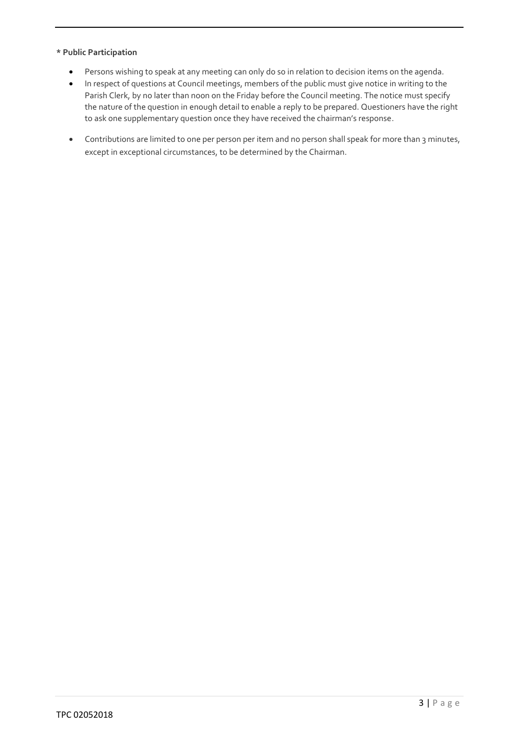**\* Public Participation**

- Persons wishing to speak at any meeting can only do so in relation to decision items on the agenda.
- In respect of questions at Council meetings, members of the public must give notice in writing to the Parish Clerk, by no later than noon on the Friday before the Council meeting. The notice must specify the nature of the question in enough detail to enable a reply to be prepared. Questioners have the right to ask one supplementary question once they have received the chairman's response.
- Contributions are limited to one per person per item and no person shall speak for more than 3 minutes, except in exceptional circumstances, to be determined by the Chairman.